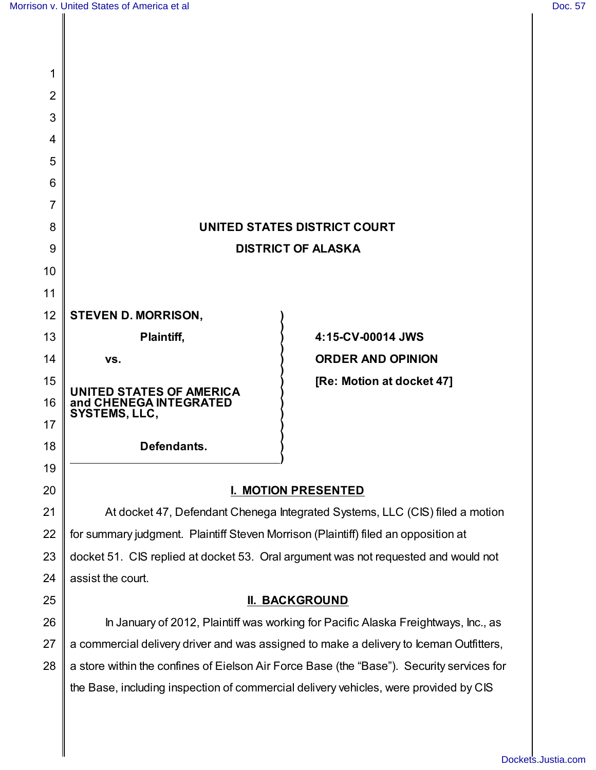**UNITED STATES DISTRICT COURT**

**DISTRICT OF ALASKA**

| | |
|---|---|
| **STEVEN D. MORRISON,**<br><br>**Plaintiff,**<br><br>**vs.**<br><br>**UNITED STATES OF AMERICA and CHENEGA INTEGRATED SYSTEMS, LLC,**<br><br>**Defendants.** | **4:15-CV-00014 JWS**<br><br>**ORDER AND OPINION**<br><br>**[Re: Motion at docket 47]** |

## I. MOTION PRESENTED

At docket 47, Defendant Chenega Integrated Systems, LLC (CIS) filed a motion for summary judgment. Plaintiff Steven Morrison (Plaintiff) filed an opposition at docket 51. CIS replied at docket 53. Oral argument was not requested and would not assist the court.

## II. BACKGROUND

In January of 2012, Plaintiff was working for Pacific Alaska Freightways, Inc., as a commercial delivery driver and was assigned to make a delivery to Iceman Outfitters, a store within the confines of Eielson Air Force Base (the "Base"). Security services for the Base, including inspection of commercial delivery vehicles, were provided by CIS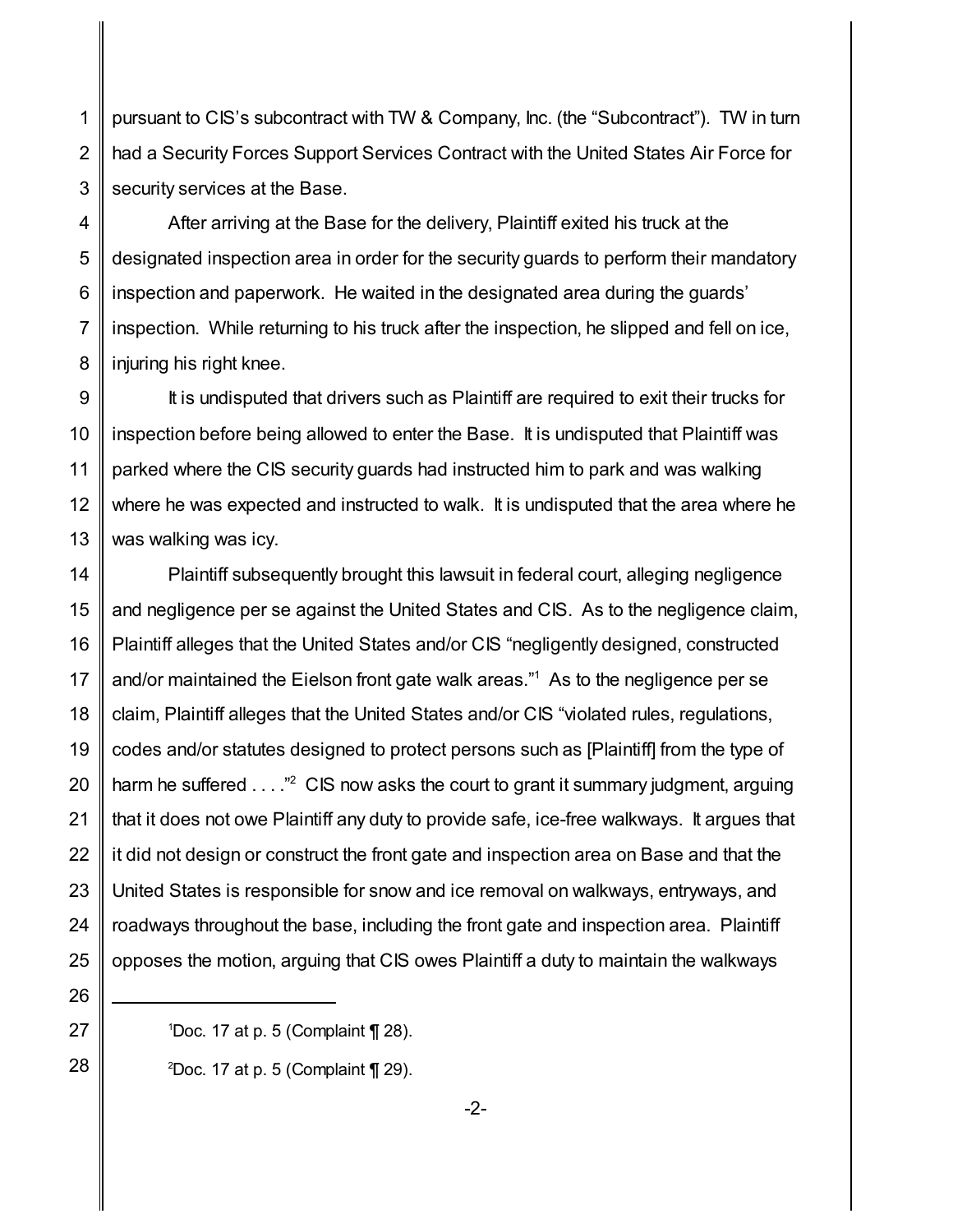pursuant to CIS's subcontract with TW & Company, Inc. (the "Subcontract"). TW in turn had a Security Forces Support Services Contract with the United States Air Force for security services at the Base.

After arriving at the Base for the delivery, Plaintiff exited his truck at the designated inspection area in order for the security guards to perform their mandatory inspection and paperwork. He waited in the designated area during the guards' inspection. While returning to his truck after the inspection, he slipped and fell on ice, injuring his right knee.

It is undisputed that drivers such as Plaintiff are required to exit their trucks for inspection before being allowed to enter the Base. It is undisputed that Plaintiff was parked where the CIS security guards had instructed him to park and was walking where he was expected and instructed to walk. It is undisputed that the area where he was walking was icy.

Plaintiff subsequently brought this lawsuit in federal court, alleging negligence and negligence per se against the United States and CIS. As to the negligence claim, Plaintiff alleges that the United States and/or CIS "negligently designed, constructed and/or maintained the Eielson front gate walk areas."[1] As to the negligence per se claim, Plaintiff alleges that the United States and/or CIS "violated rules, regulations, codes and/or statutes designed to protect persons such as [Plaintiff] from the type of harm he suffered . . . ."[2] CIS now asks the court to grant it summary judgment, arguing that it does not owe Plaintiff any duty to provide safe, ice-free walkways. It argues that it did not design or construct the front gate and inspection area on Base and that the United States is responsible for snow and ice removal on walkways, entryways, and roadways throughout the base, including the front gate and inspection area. Plaintiff opposes the motion, arguing that CIS owes Plaintiff a duty to maintain the walkways

---

[1] Doc. 17 at p. 5 (Complaint ¶ 28).

[2] Doc. 17 at p. 5 (Complaint ¶ 29).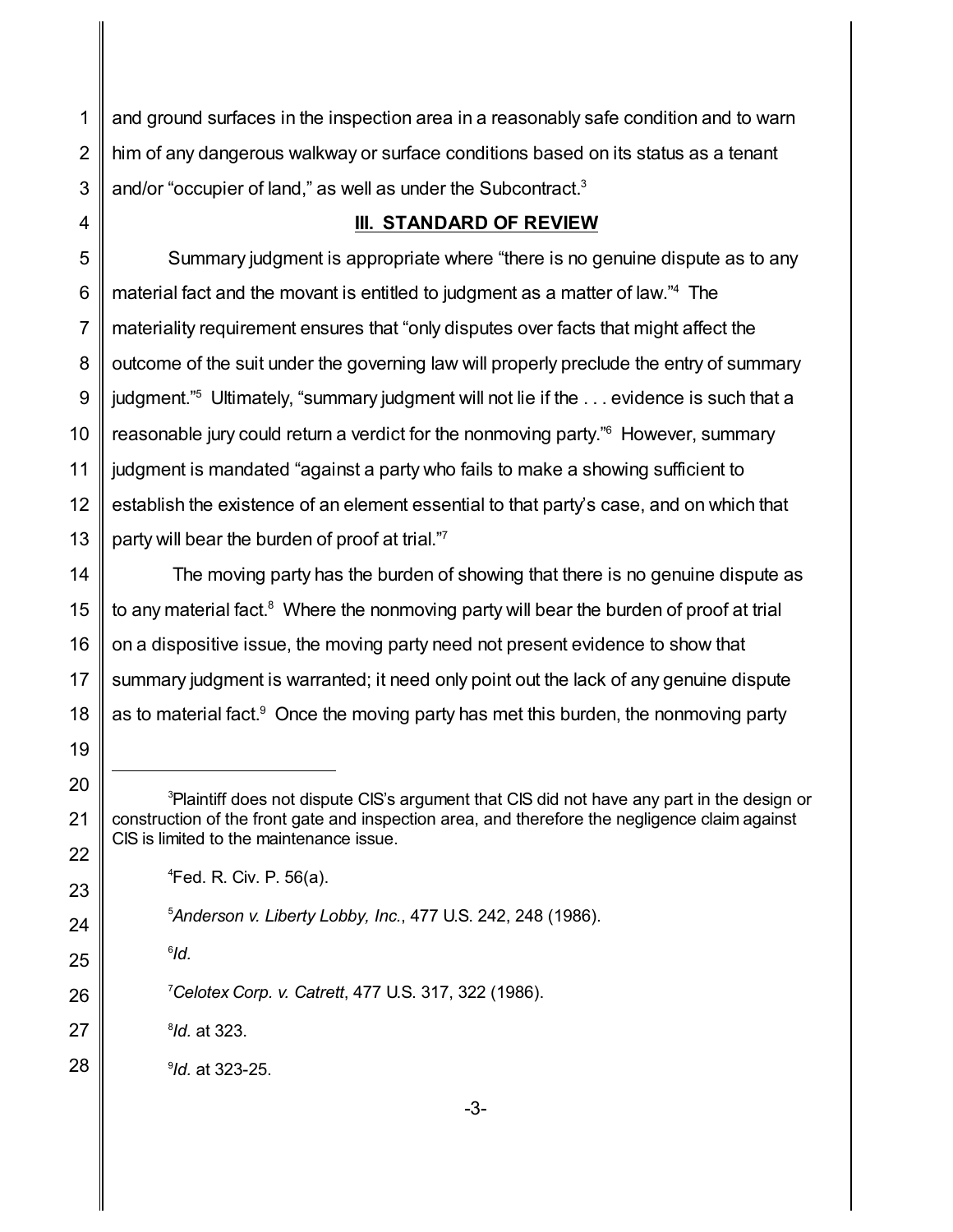and ground surfaces in the inspection area in a reasonably safe condition and to warn him of any dangerous walkway or surface conditions based on its status as a tenant and/or "occupier of land," as well as under the Subcontract.[3]

## III. STANDARD OF REVIEW

Summary judgment is appropriate where "there is no genuine dispute as to any material fact and the movant is entitled to judgment as a matter of law."[4] The materiality requirement ensures that "only disputes over facts that might affect the outcome of the suit under the governing law will properly preclude the entry of summary judgment."[5] Ultimately, "summary judgment will not lie if the . . . evidence is such that a reasonable jury could return a verdict for the nonmoving party."[6] However, summary judgment is mandated "against a party who fails to make a showing sufficient to establish the existence of an element essential to that party's case, and on which that party will bear the burden of proof at trial."[7]

The moving party has the burden of showing that there is no genuine dispute as to any material fact.[8] Where the nonmoving party will bear the burden of proof at trial on a dispositive issue, the moving party need not present evidence to show that summary judgment is warranted; it need only point out the lack of any genuine dispute as to material fact.[9] Once the moving party has met this burden, the nonmoving party

---

[3]Plaintiff does not dispute CIS's argument that CIS did not have any part in the design or construction of the front gate and inspection area, and therefore the negligence claim against CIS is limited to the maintenance issue.

[4]Fed. R. Civ. P. 56(a).

[5]*Anderson v. Liberty Lobby, Inc.*, 477 U.S. 242, 248 (1986).

[6]*Id.*

[7]*Celotex Corp. v. Catrett*, 477 U.S. 317, 322 (1986).

[8]*Id.* at 323.

[9]*Id.* at 323-25.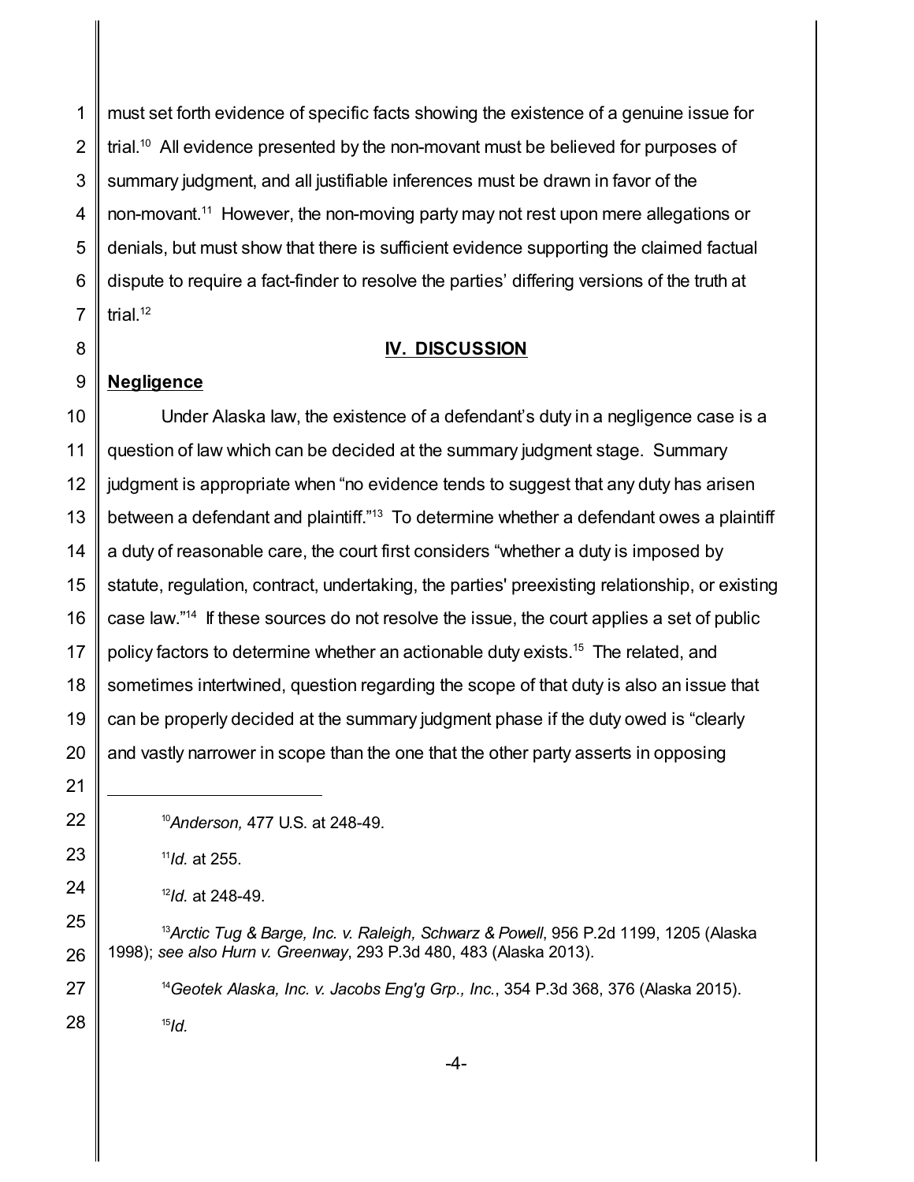must set forth evidence of specific facts showing the existence of a genuine issue for trial.[10] All evidence presented by the non-movant must be believed for purposes of summary judgment, and all justifiable inferences must be drawn in favor of the non-movant.[11] However, the non-moving party may not rest upon mere allegations or denials, but must show that there is sufficient evidence supporting the claimed factual dispute to require a fact-finder to resolve the parties' differing versions of the truth at trial.[12]

## IV. DISCUSSION

**Negligence**

Under Alaska law, the existence of a defendant's duty in a negligence case is a question of law which can be decided at the summary judgment stage. Summary judgment is appropriate when "no evidence tends to suggest that any duty has arisen between a defendant and plaintiff."[13] To determine whether a defendant owes a plaintiff a duty of reasonable care, the court first considers "whether a duty is imposed by statute, regulation, contract, undertaking, the parties' preexisting relationship, or existing case law."[14] If these sources do not resolve the issue, the court applies a set of public policy factors to determine whether an actionable duty exists.[15] The related, and sometimes intertwined, question regarding the scope of that duty is also an issue that can be properly decided at the summary judgment phase if the duty owed is "clearly and vastly narrower in scope than the one that the other party asserts in opposing

---

[10] *Anderson,* 477 U.S. at 248-49.

[11] *Id.* at 255.

[12] *Id.* at 248-49.

[13] *Arctic Tug & Barge, Inc. v. Raleigh, Schwarz & Powell*, 956 P.2d 1199, 1205 (Alaska 1998); *see also Hurn v. Greenway*, 293 P.3d 480, 483 (Alaska 2013).

[14] *Geotek Alaska, Inc. v. Jacobs Eng'g Grp., Inc.*, 354 P.3d 368, 376 (Alaska 2015).

[15] *Id.*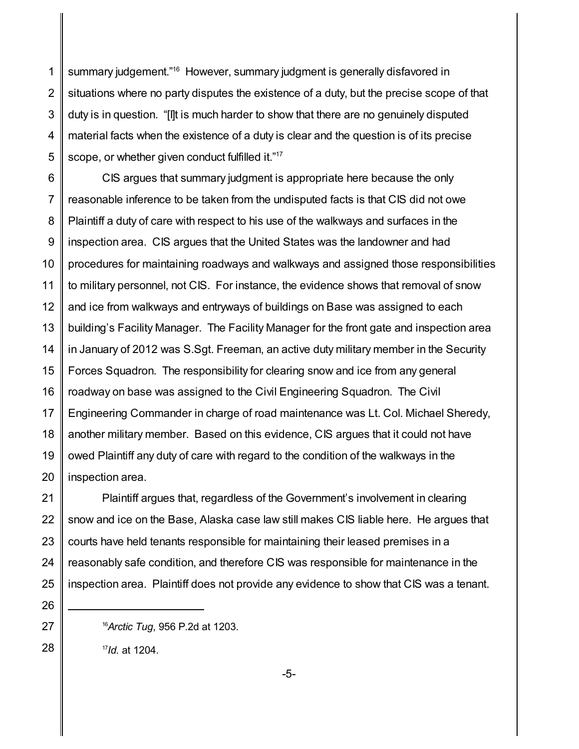summary judgement."[16] However, summary judgment is generally disfavored in situations where no party disputes the existence of a duty, but the precise scope of that duty is in question. "[I]t is much harder to show that there are no genuinely disputed material facts when the existence of a duty is clear and the question is of its precise scope, or whether given conduct fulfilled it."[17]

CIS argues that summary judgment is appropriate here because the only reasonable inference to be taken from the undisputed facts is that CIS did not owe Plaintiff a duty of care with respect to his use of the walkways and surfaces in the inspection area. CIS argues that the United States was the landowner and had procedures for maintaining roadways and walkways and assigned those responsibilities to military personnel, not CIS. For instance, the evidence shows that removal of snow and ice from walkways and entryways of buildings on Base was assigned to each building's Facility Manager. The Facility Manager for the front gate and inspection area in January of 2012 was S.Sgt. Freeman, an active duty military member in the Security Forces Squadron. The responsibility for clearing snow and ice from any general roadway on base was assigned to the Civil Engineering Squadron. The Civil Engineering Commander in charge of road maintenance was Lt. Col. Michael Sheredy, another military member. Based on this evidence, CIS argues that it could not have owed Plaintiff any duty of care with regard to the condition of the walkways in the inspection area.

Plaintiff argues that, regardless of the Government's involvement in clearing snow and ice on the Base, Alaska case law still makes CIS liable here. He argues that courts have held tenants responsible for maintaining their leased premises in a reasonably safe condition, and therefore CIS was responsible for maintenance in the inspection area. Plaintiff does not provide any evidence to show that CIS was a tenant.

---

[16] *Arctic Tug*, 956 P.2d at 1203.

[17] *Id.* at 1204.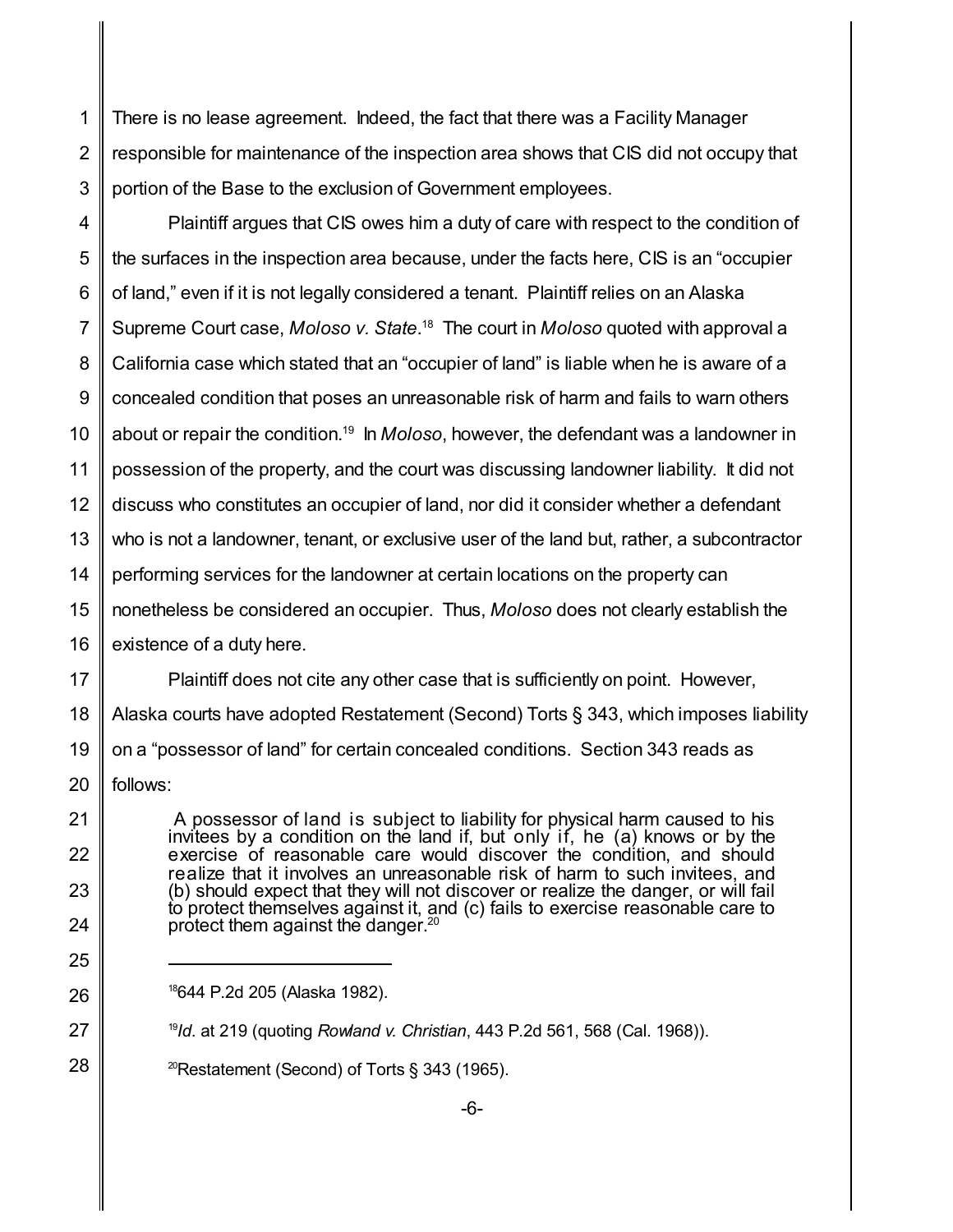There is no lease agreement. Indeed, the fact that there was a Facility Manager responsible for maintenance of the inspection area shows that CIS did not occupy that portion of the Base to the exclusion of Government employees.

Plaintiff argues that CIS owes him a duty of care with respect to the condition of the surfaces in the inspection area because, under the facts here, CIS is an "occupier of land," even if it is not legally considered a tenant. Plaintiff relies on an Alaska Supreme Court case, *Moloso v. State*.[18] The court in *Moloso* quoted with approval a California case which stated that an "occupier of land" is liable when he is aware of a concealed condition that poses an unreasonable risk of harm and fails to warn others about or repair the condition.[19] In *Moloso*, however, the defendant was a landowner in possession of the property, and the court was discussing landowner liability. It did not discuss who constitutes an occupier of land, nor did it consider whether a defendant who is not a landowner, tenant, or exclusive user of the land but, rather, a subcontractor performing services for the landowner at certain locations on the property can nonetheless be considered an occupier. Thus, *Moloso* does not clearly establish the existence of a duty here.

Plaintiff does not cite any other case that is sufficiently on point. However, Alaska courts have adopted Restatement (Second) Torts § 343, which imposes liability on a "possessor of land" for certain concealed conditions. Section 343 reads as follows:

> A possessor of land is subject to liability for physical harm caused to his invitees by a condition on the land if, but only if, he (a) knows or by the exercise of reasonable care would discover the condition, and should realize that it involves an unreasonable risk of harm to such invitees, and (b) should expect that they will not discover or realize the danger, or will fail to protect themselves against it, and (c) fails to exercise reasonable care to protect them against the danger.[20]

---

[18] 644 P.2d 205 (Alaska 1982).

[19] *Id*. at 219 (quoting *Rowland v. Christian*, 443 P.2d 561, 568 (Cal. 1968)).

[20] Restatement (Second) of Torts § 343 (1965).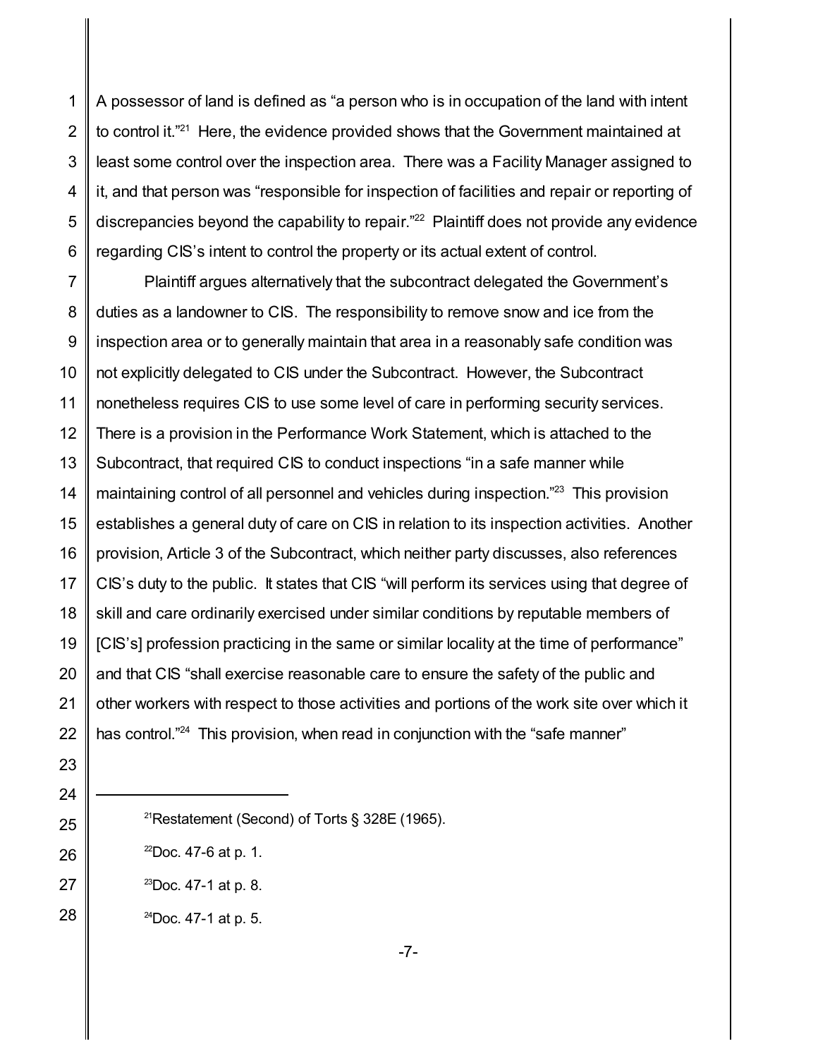A possessor of land is defined as "a person who is in occupation of the land with intent to control it."[21] Here, the evidence provided shows that the Government maintained at least some control over the inspection area. There was a Facility Manager assigned to it, and that person was "responsible for inspection of facilities and repair or reporting of discrepancies beyond the capability to repair."[22] Plaintiff does not provide any evidence regarding CIS's intent to control the property or its actual extent of control.

Plaintiff argues alternatively that the subcontract delegated the Government's duties as a landowner to CIS. The responsibility to remove snow and ice from the inspection area or to generally maintain that area in a reasonably safe condition was not explicitly delegated to CIS under the Subcontract. However, the Subcontract nonetheless requires CIS to use some level of care in performing security services. There is a provision in the Performance Work Statement, which is attached to the Subcontract, that required CIS to conduct inspections "in a safe manner while maintaining control of all personnel and vehicles during inspection."[23] This provision establishes a general duty of care on CIS in relation to its inspection activities. Another provision, Article 3 of the Subcontract, which neither party discusses, also references CIS's duty to the public. It states that CIS "will perform its services using that degree of skill and care ordinarily exercised under similar conditions by reputable members of [CIS's] profession practicing in the same or similar locality at the time of performance" and that CIS "shall exercise reasonable care to ensure the safety of the public and other workers with respect to those activities and portions of the work site over which it has control."[24] This provision, when read in conjunction with the "safe manner"

---

[21] Restatement (Second) of Torts § 328E (1965).

[22] Doc. 47-6 at p. 1.

[23] Doc. 47-1 at p. 8.

[24] Doc. 47-1 at p. 5.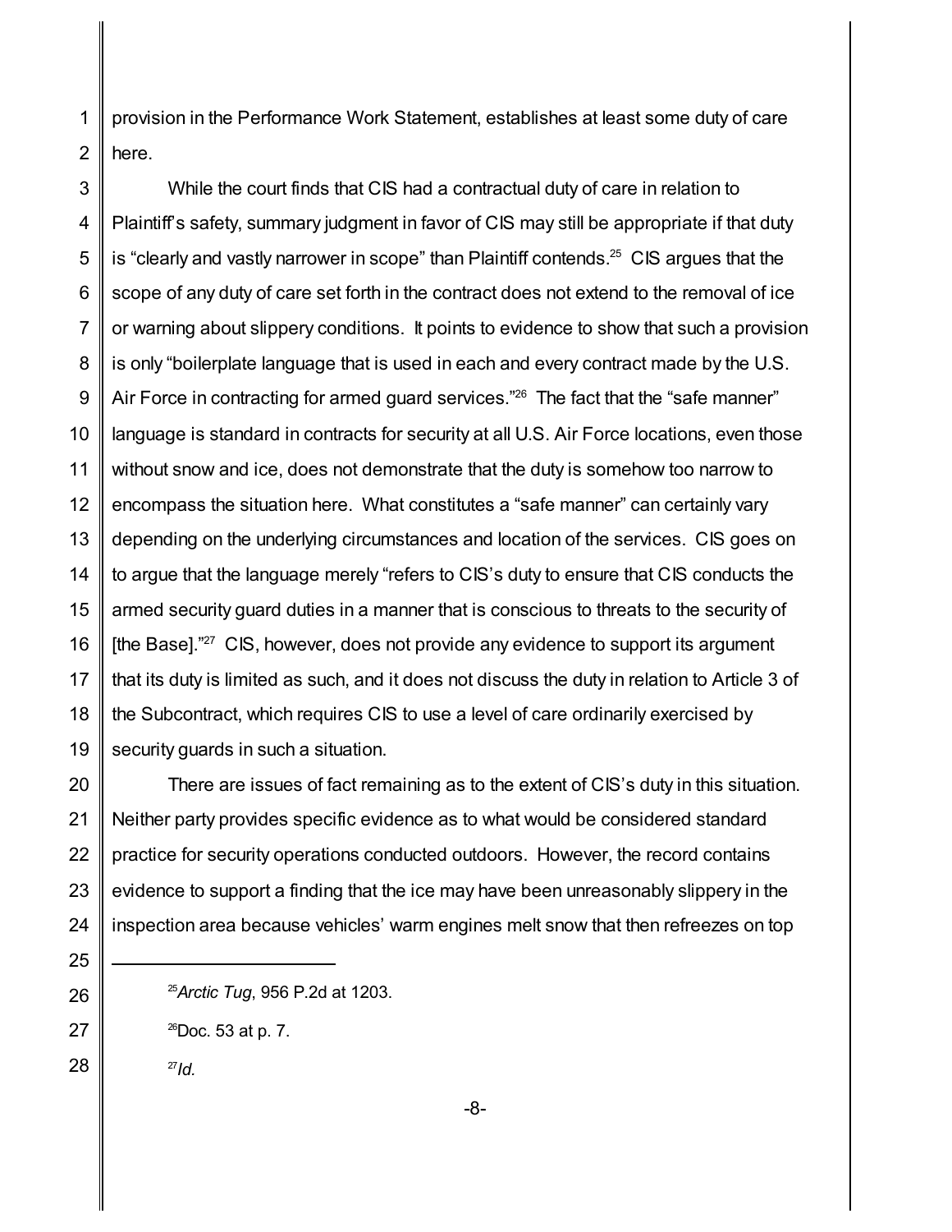provision in the Performance Work Statement, establishes at least some duty of care here.

While the court finds that CIS had a contractual duty of care in relation to Plaintiff's safety, summary judgment in favor of CIS may still be appropriate if that duty is "clearly and vastly narrower in scope" than Plaintiff contends.[25] CIS argues that the scope of any duty of care set forth in the contract does not extend to the removal of ice or warning about slippery conditions. It points to evidence to show that such a provision is only "boilerplate language that is used in each and every contract made by the U.S. Air Force in contracting for armed guard services."[26] The fact that the "safe manner" language is standard in contracts for security at all U.S. Air Force locations, even those without snow and ice, does not demonstrate that the duty is somehow too narrow to encompass the situation here. What constitutes a "safe manner" can certainly vary depending on the underlying circumstances and location of the services. CIS goes on to argue that the language merely "refers to CIS's duty to ensure that CIS conducts the armed security guard duties in a manner that is conscious to threats to the security of [the Base]."[27] CIS, however, does not provide any evidence to support its argument that its duty is limited as such, and it does not discuss the duty in relation to Article 3 of the Subcontract, which requires CIS to use a level of care ordinarily exercised by security guards in such a situation.

There are issues of fact remaining as to the extent of CIS's duty in this situation. Neither party provides specific evidence as to what would be considered standard practice for security operations conducted outdoors. However, the record contains evidence to support a finding that the ice may have been unreasonably slippery in the inspection area because vehicles' warm engines melt snow that then refreezes on top

---

[25] *Arctic Tug*, 956 P.2d at 1203.

[26] Doc. 53 at p. 7.

[27] *Id.*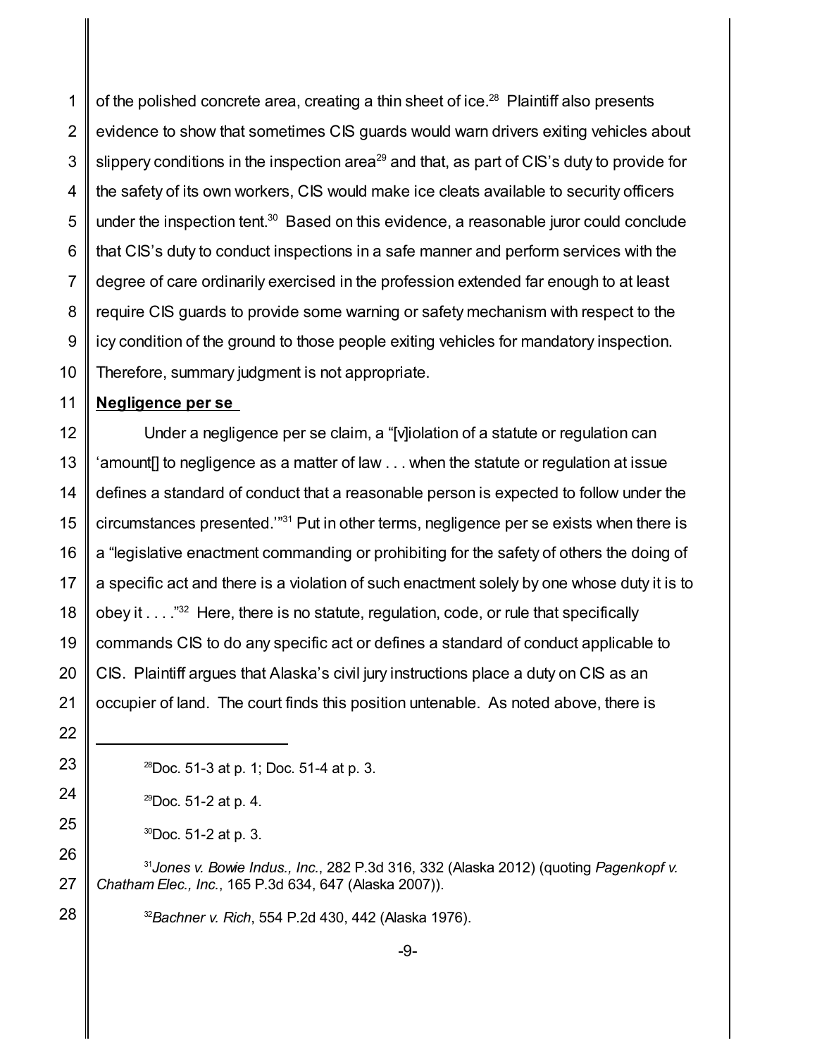of the polished concrete area, creating a thin sheet of ice.[28] Plaintiff also presents evidence to show that sometimes CIS guards would warn drivers exiting vehicles about slippery conditions in the inspection area[29] and that, as part of CIS's duty to provide for the safety of its own workers, CIS would make ice cleats available to security officers under the inspection tent.[30] Based on this evidence, a reasonable juror could conclude that CIS's duty to conduct inspections in a safe manner and perform services with the degree of care ordinarily exercised in the profession extended far enough to at least require CIS guards to provide some warning or safety mechanism with respect to the icy condition of the ground to those people exiting vehicles for mandatory inspection. Therefore, summary judgment is not appropriate.

**Negligence per se**

Under a negligence per se claim, a "[v]iolation of a statute or regulation can 'amount[] to negligence as a matter of law . . . when the statute or regulation at issue defines a standard of conduct that a reasonable person is expected to follow under the circumstances presented.'"[31] Put in other terms, negligence per se exists when there is a "legislative enactment commanding or prohibiting for the safety of others the doing of a specific act and there is a violation of such enactment solely by one whose duty it is to obey it . . . ."[32] Here, there is no statute, regulation, code, or rule that specifically commands CIS to do any specific act or defines a standard of conduct applicable to CIS. Plaintiff argues that Alaska's civil jury instructions place a duty on CIS as an occupier of land. The court finds this position untenable. As noted above, there is

---

[28] Doc. 51-3 at p. 1; Doc. 51-4 at p. 3.

[29] Doc. 51-2 at p. 4.

[30] Doc. 51-2 at p. 3.

[31] *Jones v. Bowie Indus., Inc.*, 282 P.3d 316, 332 (Alaska 2012) (quoting *Pagenkopf v. Chatham Elec., Inc.*, 165 P.3d 634, 647 (Alaska 2007)).

[32] *Bachner v. Rich*, 554 P.2d 430, 442 (Alaska 1976).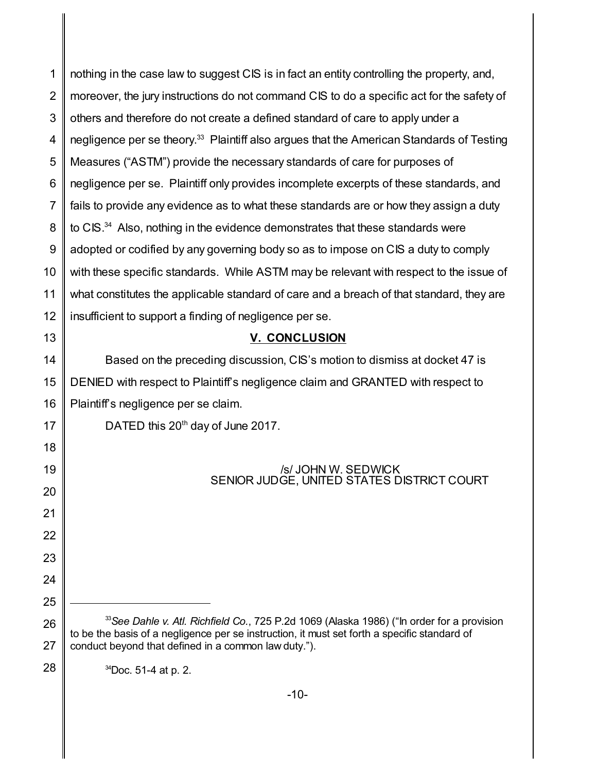nothing in the case law to suggest CIS is in fact an entity controlling the property, and, moreover, the jury instructions do not command CIS to do a specific act for the safety of others and therefore do not create a defined standard of care to apply under a negligence per se theory.[33] Plaintiff also argues that the American Standards of Testing Measures ("ASTM") provide the necessary standards of care for purposes of negligence per se. Plaintiff only provides incomplete excerpts of these standards, and fails to provide any evidence as to what these standards are or how they assign a duty to CIS.[34] Also, nothing in the evidence demonstrates that these standards were adopted or codified by any governing body so as to impose on CIS a duty to comply with these specific standards. While ASTM may be relevant with respect to the issue of what constitutes the applicable standard of care and a breach of that standard, they are insufficient to support a finding of negligence per se.

## V. CONCLUSION

Based on the preceding discussion, CIS's motion to dismiss at docket 47 is DENIED with respect to Plaintiff's negligence claim and GRANTED with respect to Plaintiff's negligence per se claim.

DATED this 20th day of June 2017.

/s/ JOHN W. SEDWICK
SENIOR JUDGE, UNITED STATES DISTRICT COURT

---

[33] *See Dahle v. Atl. Richfield Co.*, 725 P.2d 1069 (Alaska 1986) ("In order for a provision to be the basis of a negligence per se instruction, it must set forth a specific standard of conduct beyond that defined in a common law duty.").

[34] Doc. 51-4 at p. 2.